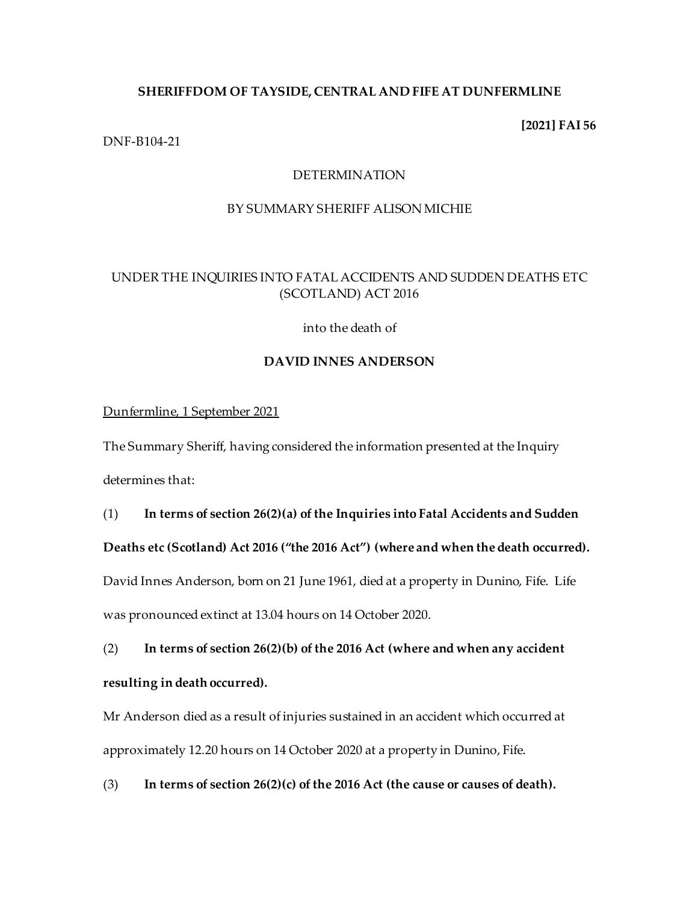**SHERIFFDOM OF TAYSIDE, CENTRAL AND FIFE AT DUNFERMLINE**

**[2021] FAI 56**

DNF-B104-21

DETERMINATION

BY SUMMARY SHERIFF ALISON MICHIE

UNDER THE INQUIRIES INTO FATAL ACCIDENTS AND SUDDEN DEATHS ETC (SCOTLAND) ACT 2016

into the death of

**DAVID INNES ANDERSON**

Dunfermline, 1 September 2021

The Summary Sheriff, having considered the information presented at the Inquiry determines that:

(1) **In terms of section 26(2)(a) of the Inquiries into Fatal Accidents and Sudden Deaths etc (Scotland) Act 2016 ("the 2016 Act") (where and when the death occurred).**

David Innes Anderson, born on 21 June 1961, died at a property in Dunino, Fife. Life was pronounced extinct at 13.04 hours on 14 October 2020.

(2) **In terms of section 26(2)(b) of the 2016 Act (where and when any accident resulting in death occurred).**

Mr Anderson died as a result of injuries sustained in an accident which occurred at approximately 12.20 hours on 14 October 2020 at a property in Dunino, Fife.

(3) **In terms of section 26(2)(c) of the 2016 Act (the cause or causes of death).**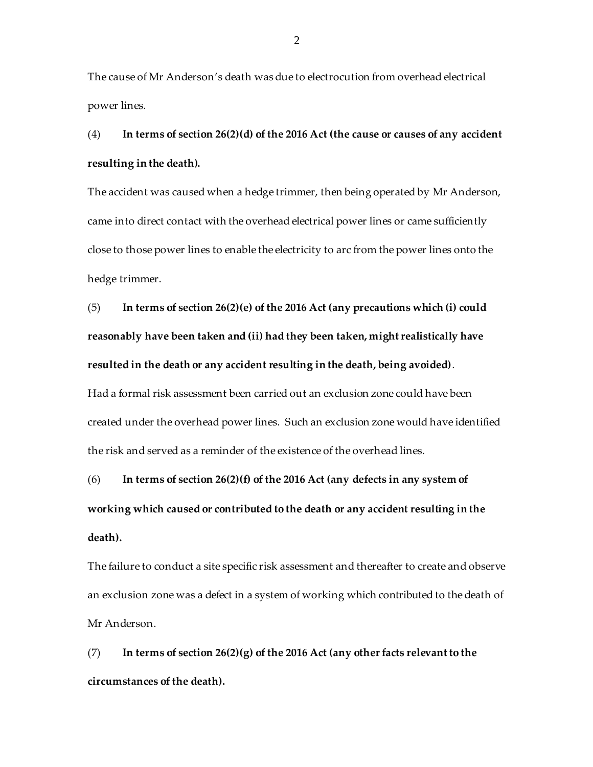The cause of Mr Anderson's death was due to electrocution from overhead electrical power lines.

(4) **In terms of section 26(2)(d) of the 2016 Act (the cause or causes of any accident resulting in the death).**

The accident was caused when a hedge trimmer, then being operated by Mr Anderson, came into direct contact with the overhead electrical power lines or came sufficiently close to those power lines to enable the electricity to arc from the power lines onto the hedge trimmer.

(5) **In terms of section 26(2)(e) of the 2016 Act (any precautions which (i) could reasonably have been taken and (ii) had they been taken, might realistically have resulted in the death or any accident resulting in the death, being avoided)**.

Had a formal risk assessment been carried out an exclusion zone could have been created under the overhead power lines. Such an exclusion zone would have identified the risk and served as a reminder of the existence of the overhead lines.

(6) **In terms of section 26(2)(f) of the 2016 Act (any defects in any system of working which caused or contributed to the death or any accident resulting in the death).**

The failure to conduct a site specific risk assessment and thereafter to create and observe an exclusion zone was a defect in a system of working which contributed to the death of Mr Anderson.

(7) **In terms of section 26(2)(g) of the 2016 Act (any other facts relevant to the circumstances of the death).**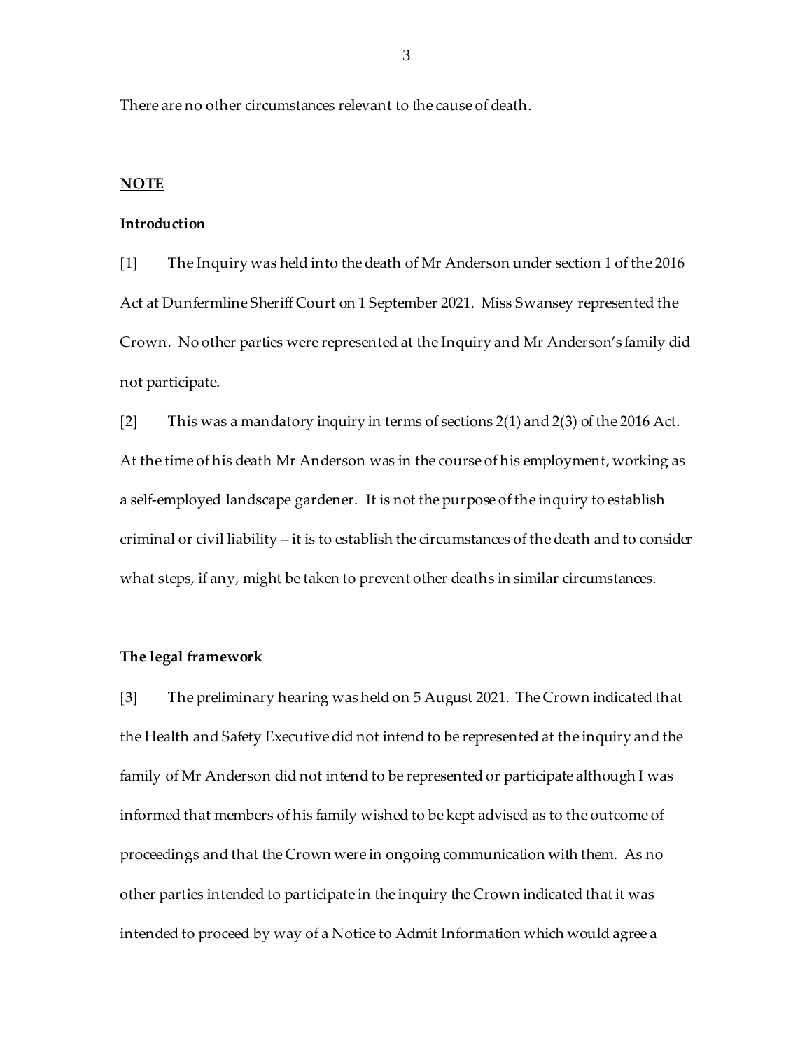There are no other circumstances relevant to the cause of death.

## NOTE

### Introduction

[1] The Inquiry was held into the death of Mr Anderson under section 1 of the 2016 Act at Dunfermline Sheriff Court on 1 September 2021. Miss Swansey represented the Crown. No other parties were represented at the Inquiry and Mr Anderson's family did not participate.

[2] This was a mandatory inquiry in terms of sections 2(1) and 2(3) of the 2016 Act. At the time of his death Mr Anderson was in the course of his employment, working as a self-employed landscape gardener. It is not the purpose of the inquiry to establish criminal or civil liability – it is to establish the circumstances of the death and to consider what steps, if any, might be taken to prevent other deaths in similar circumstances.

### The legal framework

[3] The preliminary hearing was held on 5 August 2021. The Crown indicated that the Health and Safety Executive did not intend to be represented at the inquiry and the family of Mr Anderson did not intend to be represented or participate although I was informed that members of his family wished to be kept advised as to the outcome of proceedings and that the Crown were in ongoing communication with them. As no other parties intended to participate in the inquiry the Crown indicated that it was intended to proceed by way of a Notice to Admit Information which would agree a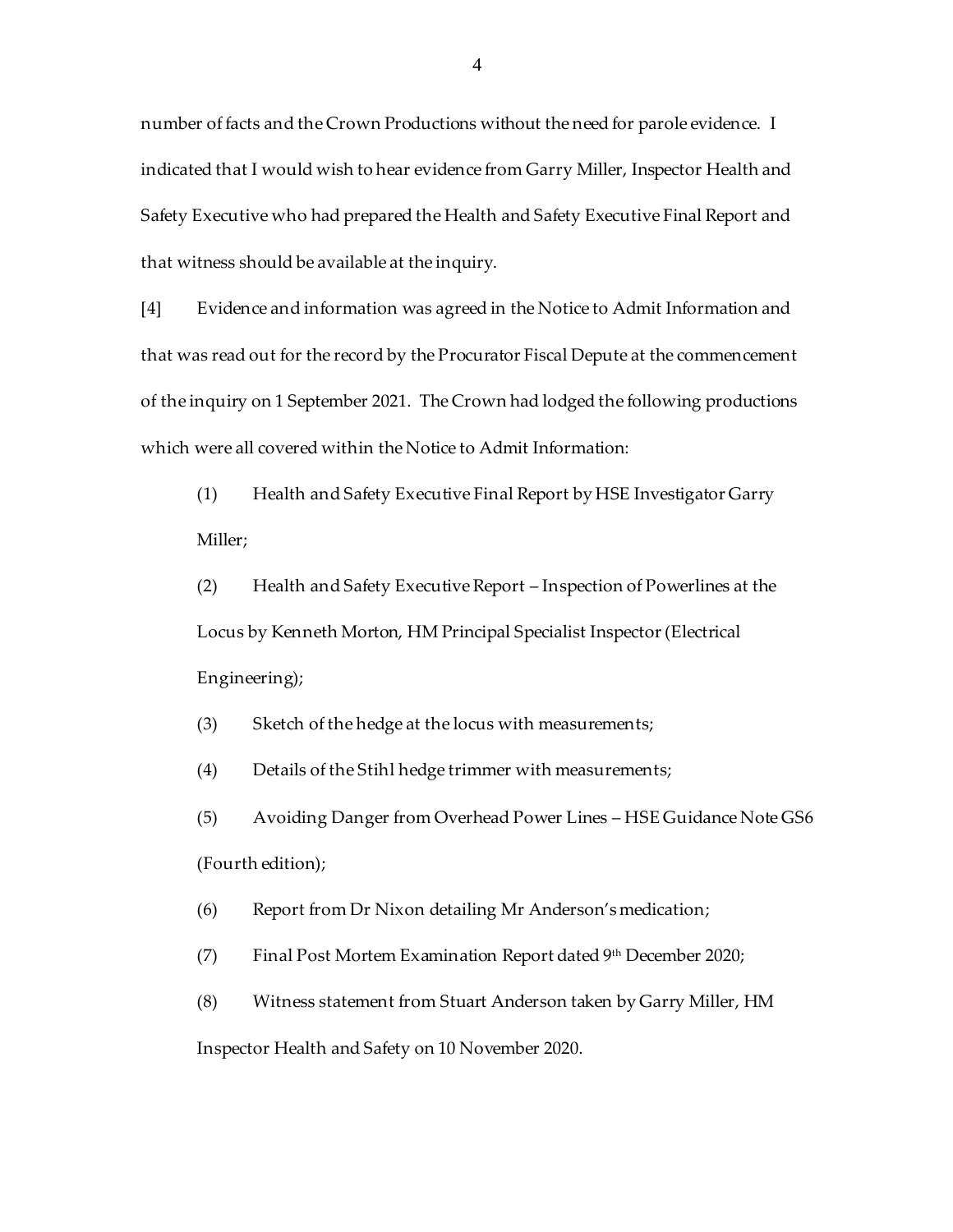number of facts and the Crown Productions without the need for parole evidence. I indicated that I would wish to hear evidence from Garry Miller, Inspector Health and Safety Executive who had prepared the Health and Safety Executive Final Report and that witness should be available at the inquiry.

[4] Evidence and information was agreed in the Notice to Admit Information and that was read out for the record by the Procurator Fiscal Depute at the commencement of the inquiry on 1 September 2021. The Crown had lodged the following productions which were all covered within the Notice to Admit Information:

(1) Health and Safety Executive Final Report by HSE Investigator Garry Miller;

(2) Health and Safety Executive Report – Inspection of Powerlines at the Locus by Kenneth Morton, HM Principal Specialist Inspector (Electrical Engineering);

(3) Sketch of the hedge at the locus with measurements;

(4) Details of the Stihl hedge trimmer with measurements;

(5) Avoiding Danger from Overhead Power Lines – HSE Guidance Note GS6 (Fourth edition);

(6) Report from Dr Nixon detailing Mr Anderson's medication;

(7) Final Post Mortem Examination Report dated 9th December 2020;

(8) Witness statement from Stuart Anderson taken by Garry Miller, HM Inspector Health and Safety on 10 November 2020.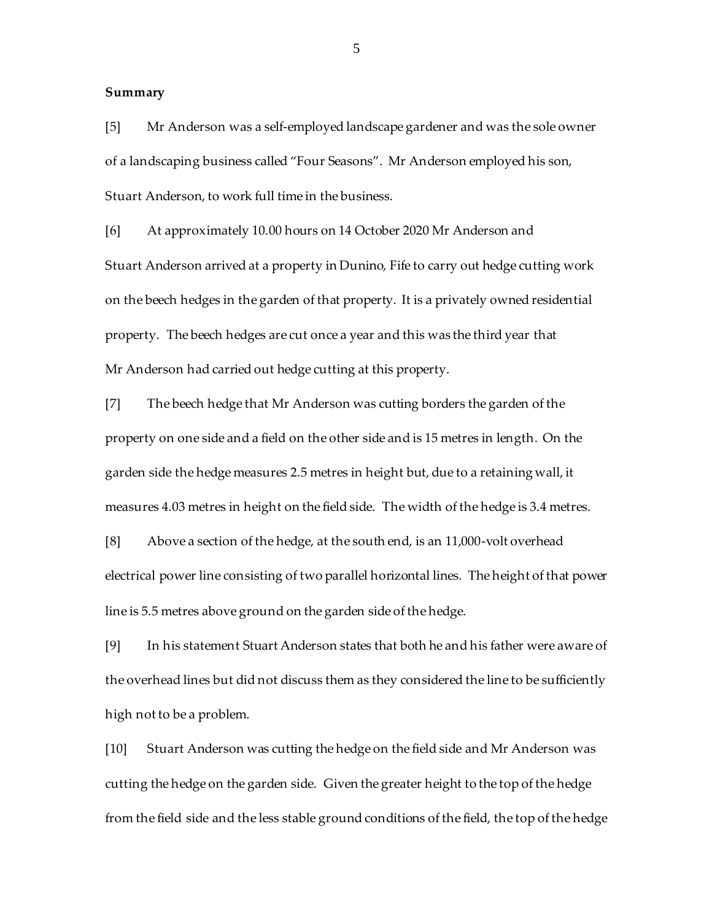**Summary**

[5] Mr Anderson was a self-employed landscape gardener and was the sole owner of a landscaping business called "Four Seasons". Mr Anderson employed his son, Stuart Anderson, to work full time in the business.

[6] At approximately 10.00 hours on 14 October 2020 Mr Anderson and Stuart Anderson arrived at a property in Dunino, Fife to carry out hedge cutting work on the beech hedges in the garden of that property. It is a privately owned residential property. The beech hedges are cut once a year and this was the third year that Mr Anderson had carried out hedge cutting at this property.

[7] The beech hedge that Mr Anderson was cutting borders the garden of the property on one side and a field on the other side and is 15 metres in length. On the garden side the hedge measures 2.5 metres in height but, due to a retaining wall, it measures 4.03 metres in height on the field side. The width of the hedge is 3.4 metres.

[8] Above a section of the hedge, at the south end, is an 11,000-volt overhead electrical power line consisting of two parallel horizontal lines. The height of that power line is 5.5 metres above ground on the garden side of the hedge.

[9] In his statement Stuart Anderson states that both he and his father were aware of the overhead lines but did not discuss them as they considered the line to be sufficiently high not to be a problem.

[10] Stuart Anderson was cutting the hedge on the field side and Mr Anderson was cutting the hedge on the garden side. Given the greater height to the top of the hedge from the field side and the less stable ground conditions of the field, the top of the hedge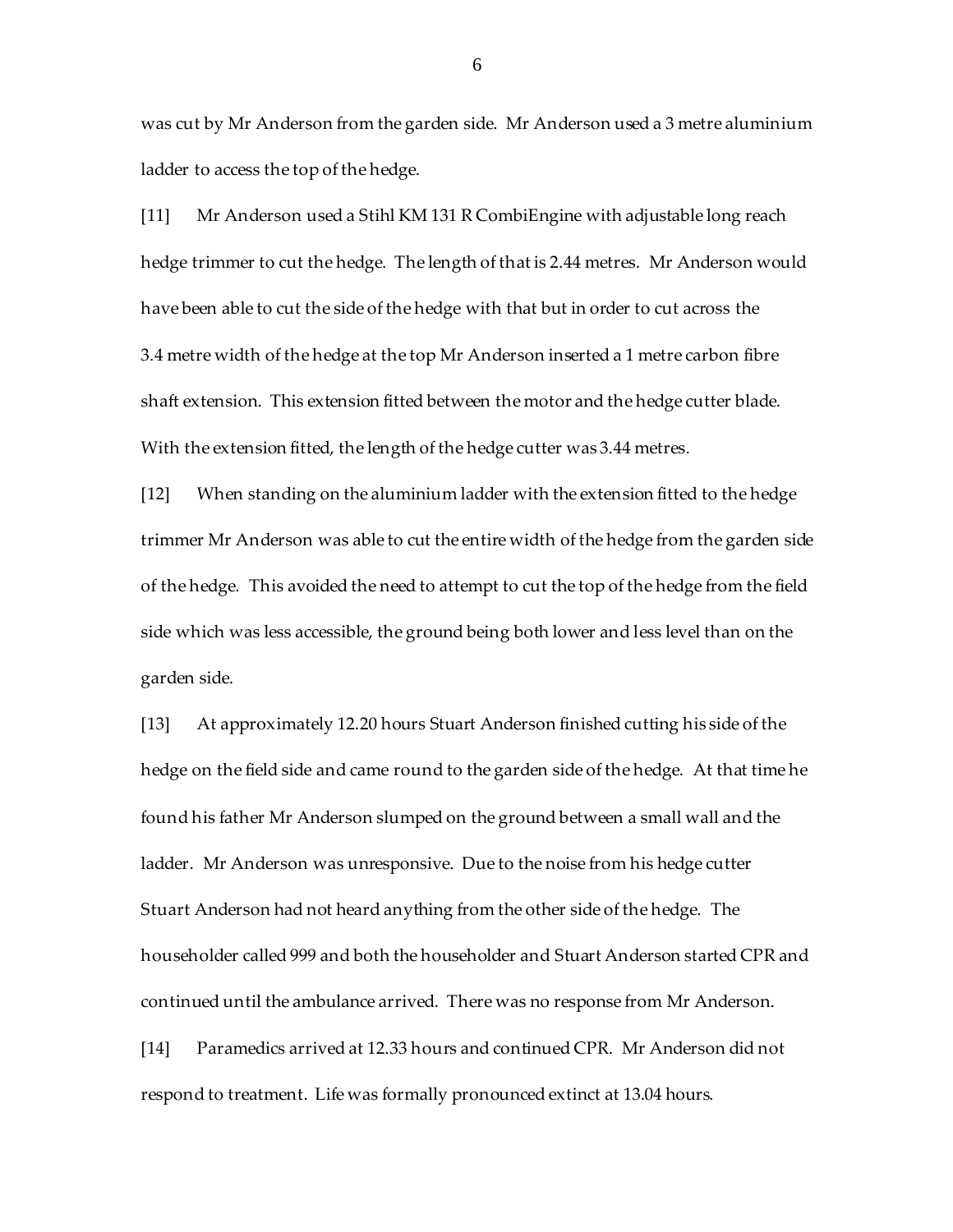was cut by Mr Anderson from the garden side. Mr Anderson used a 3 metre aluminium ladder to access the top of the hedge.

[11] Mr Anderson used a Stihl KM 131 R CombiEngine with adjustable long reach hedge trimmer to cut the hedge. The length of that is 2.44 metres. Mr Anderson would have been able to cut the side of the hedge with that but in order to cut across the 3.4 metre width of the hedge at the top Mr Anderson inserted a 1 metre carbon fibre shaft extension. This extension fitted between the motor and the hedge cutter blade. With the extension fitted, the length of the hedge cutter was 3.44 metres.

[12] When standing on the aluminium ladder with the extension fitted to the hedge trimmer Mr Anderson was able to cut the entire width of the hedge from the garden side of the hedge. This avoided the need to attempt to cut the top of the hedge from the field side which was less accessible, the ground being both lower and less level than on the garden side.

[13] At approximately 12.20 hours Stuart Anderson finished cutting his side of the hedge on the field side and came round to the garden side of the hedge. At that time he found his father Mr Anderson slumped on the ground between a small wall and the ladder. Mr Anderson was unresponsive. Due to the noise from his hedge cutter Stuart Anderson had not heard anything from the other side of the hedge. The householder called 999 and both the householder and Stuart Anderson started CPR and continued until the ambulance arrived. There was no response from Mr Anderson.

[14] Paramedics arrived at 12.33 hours and continued CPR. Mr Anderson did not respond to treatment. Life was formally pronounced extinct at 13.04 hours.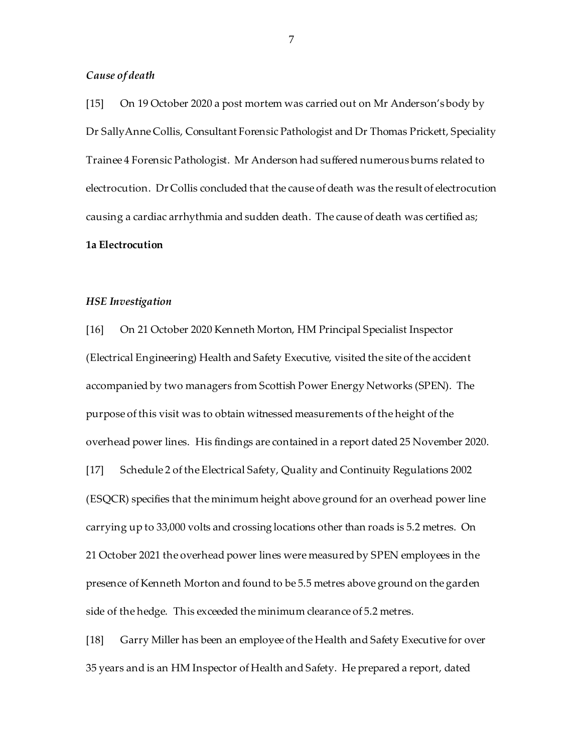*Cause of death*

[15] On 19 October 2020 a post mortem was carried out on Mr Anderson's body by Dr Sally Anne Collis, Consultant Forensic Pathologist and Dr Thomas Prickett, Speciality Trainee 4 Forensic Pathologist. Mr Anderson had suffered numerous burns related to electrocution. Dr Collis concluded that the cause of death was the result of electrocution causing a cardiac arrhythmia and sudden death. The cause of death was certified as;

**1a Electrocution**

*HSE Investigation*

[16] On 21 October 2020 Kenneth Morton, HM Principal Specialist Inspector (Electrical Engineering) Health and Safety Executive, visited the site of the accident accompanied by two managers from Scottish Power Energy Networks (SPEN). The purpose of this visit was to obtain witnessed measurements of the height of the overhead power lines. His findings are contained in a report dated 25 November 2020.

[17] Schedule 2 of the Electrical Safety, Quality and Continuity Regulations 2002 (ESQCR) specifies that the minimum height above ground for an overhead power line carrying up to 33,000 volts and crossing locations other than roads is 5.2 metres. On 21 October 2021 the overhead power lines were measured by SPEN employees in the presence of Kenneth Morton and found to be 5.5 metres above ground on the garden side of the hedge. This exceeded the minimum clearance of 5.2 metres.

[18] Garry Miller has been an employee of the Health and Safety Executive for over 35 years and is an HM Inspector of Health and Safety. He prepared a report, dated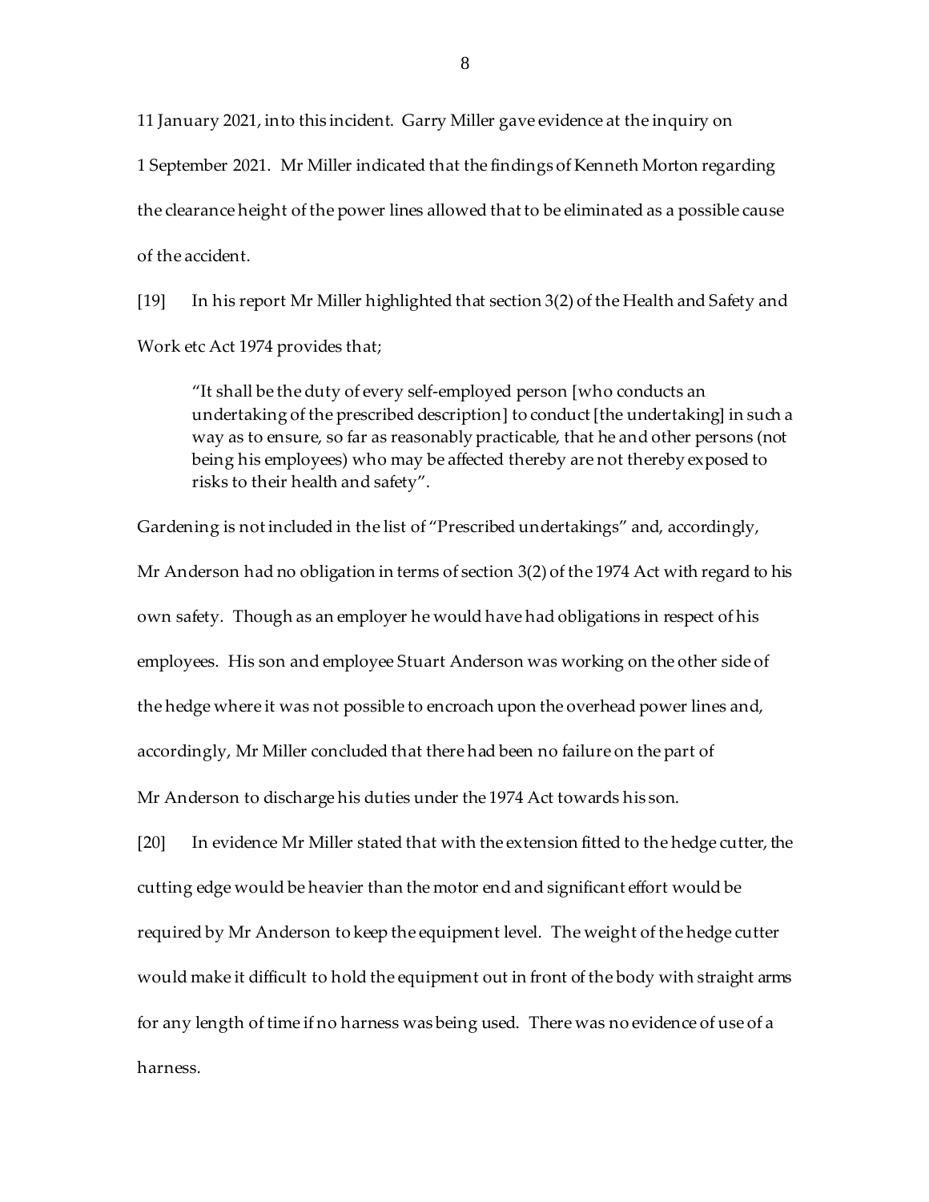11 January 2021, into this incident. Garry Miller gave evidence at the inquiry on 1 September 2021. Mr Miller indicated that the findings of Kenneth Morton regarding the clearance height of the power lines allowed that to be eliminated as a possible cause of the accident.

[19] In his report Mr Miller highlighted that section 3(2) of the Health and Safety and Work etc Act 1974 provides that;

> "It shall be the duty of every self-employed person [who conducts an undertaking of the prescribed description] to conduct [the undertaking] in such a way as to ensure, so far as reasonably practicable, that he and other persons (not being his employees) who may be affected thereby are not thereby exposed to risks to their health and safety".

Gardening is not included in the list of "Prescribed undertakings" and, accordingly, Mr Anderson had no obligation in terms of section 3(2) of the 1974 Act with regard to his own safety. Though as an employer he would have had obligations in respect of his employees. His son and employee Stuart Anderson was working on the other side of the hedge where it was not possible to encroach upon the overhead power lines and, accordingly, Mr Miller concluded that there had been no failure on the part of Mr Anderson to discharge his duties under the 1974 Act towards his son.

[20] In evidence Mr Miller stated that with the extension fitted to the hedge cutter, the cutting edge would be heavier than the motor end and significant effort would be required by Mr Anderson to keep the equipment level. The weight of the hedge cutter would make it difficult to hold the equipment out in front of the body with straight arms for any length of time if no harness was being used. There was no evidence of use of a harness.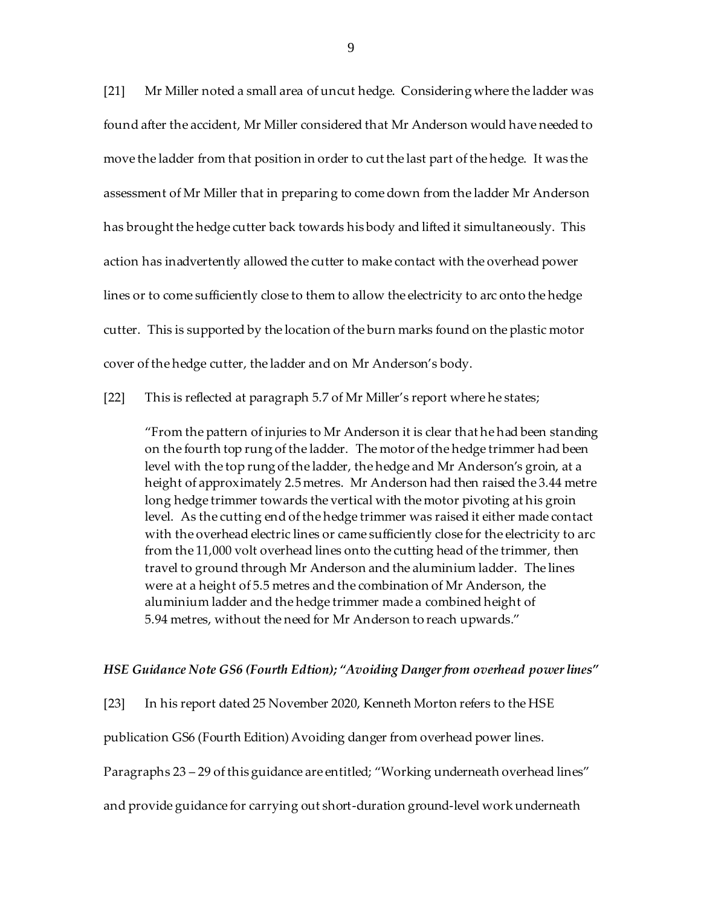[21] Mr Miller noted a small area of uncut hedge. Considering where the ladder was found after the accident, Mr Miller considered that Mr Anderson would have needed to move the ladder from that position in order to cut the last part of the hedge. It was the assessment of Mr Miller that in preparing to come down from the ladder Mr Anderson has brought the hedge cutter back towards his body and lifted it simultaneously. This action has inadvertently allowed the cutter to make contact with the overhead power lines or to come sufficiently close to them to allow the electricity to arc onto the hedge cutter. This is supported by the location of the burn marks found on the plastic motor cover of the hedge cutter, the ladder and on Mr Anderson's body.

[22] This is reflected at paragraph 5.7 of Mr Miller's report where he states;

> "From the pattern of injuries to Mr Anderson it is clear that he had been standing on the fourth top rung of the ladder. The motor of the hedge trimmer had been level with the top rung of the ladder, the hedge and Mr Anderson's groin, at a height of approximately 2.5 metres. Mr Anderson had then raised the 3.44 metre long hedge trimmer towards the vertical with the motor pivoting at his groin level. As the cutting end of the hedge trimmer was raised it either made contact with the overhead electric lines or came sufficiently close for the electricity to arc from the 11,000 volt overhead lines onto the cutting head of the trimmer, then travel to ground through Mr Anderson and the aluminium ladder. The lines were at a height of 5.5 metres and the combination of Mr Anderson, the aluminium ladder and the hedge trimmer made a combined height of 5.94 metres, without the need for Mr Anderson to reach upwards."

### *HSE Guidance Note GS6 (Fourth Edtion); "Avoiding Danger from overhead power lines"*

[23] In his report dated 25 November 2020, Kenneth Morton refers to the HSE publication GS6 (Fourth Edition) Avoiding danger from overhead power lines. Paragraphs 23 – 29 of this guidance are entitled; "Working underneath overhead lines" and provide guidance for carrying out short-duration ground-level work underneath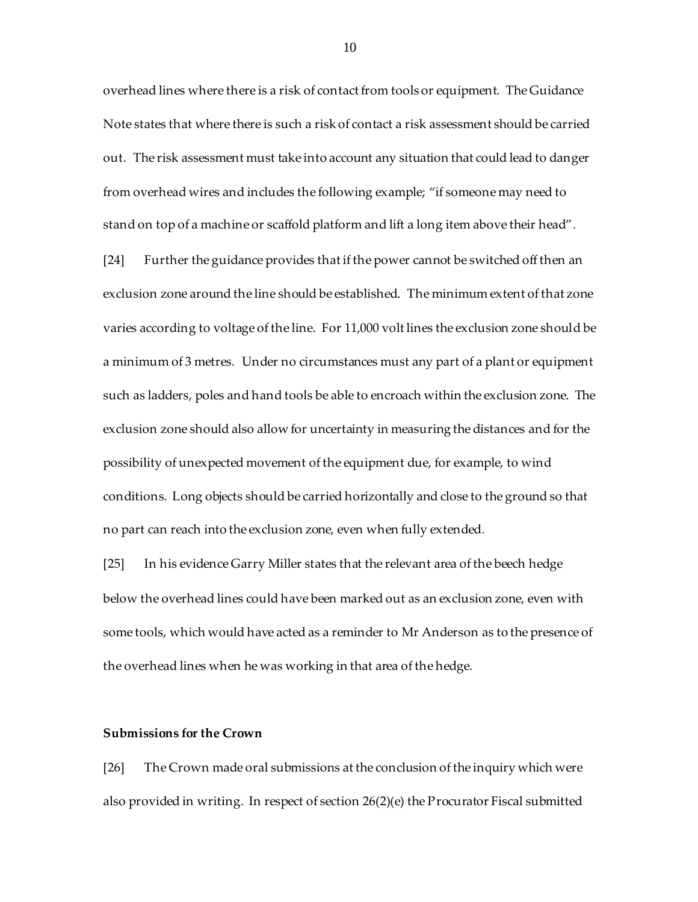overhead lines where there is a risk of contact from tools or equipment. The Guidance Note states that where there is such a risk of contact a risk assessment should be carried out. The risk assessment must take into account any situation that could lead to danger from overhead wires and includes the following example; "if someone may need to stand on top of a machine or scaffold platform and lift a long item above their head".

[24] Further the guidance provides that if the power cannot be switched off then an exclusion zone around the line should be established. The minimum extent of that zone varies according to voltage of the line. For 11,000 volt lines the exclusion zone should be a minimum of 3 metres. Under no circumstances must any part of a plant or equipment such as ladders, poles and hand tools be able to encroach within the exclusion zone. The exclusion zone should also allow for uncertainty in measuring the distances and for the possibility of unexpected movement of the equipment due, for example, to wind conditions. Long objects should be carried horizontally and close to the ground so that no part can reach into the exclusion zone, even when fully extended.

[25] In his evidence Garry Miller states that the relevant area of the beech hedge below the overhead lines could have been marked out as an exclusion zone, even with some tools, which would have acted as a reminder to Mr Anderson as to the presence of the overhead lines when he was working in that area of the hedge.

**Submissions for the Crown**

[26] The Crown made oral submissions at the conclusion of the inquiry which were also provided in writing. In respect of section 26(2)(e) the Procurator Fiscal submitted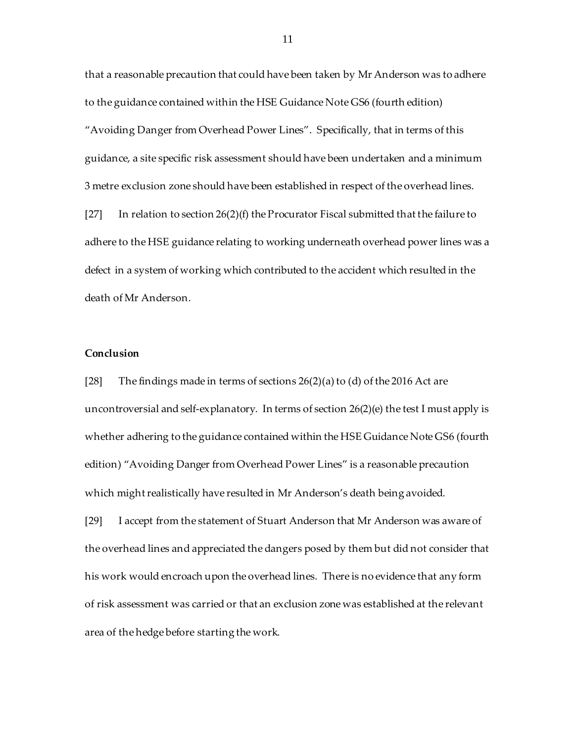that a reasonable precaution that could have been taken by Mr Anderson was to adhere to the guidance contained within the HSE Guidance Note GS6 (fourth edition) "Avoiding Danger from Overhead Power Lines". Specifically, that in terms of this guidance, a site specific risk assessment should have been undertaken and a minimum 3 metre exclusion zone should have been established in respect of the overhead lines.

[27] In relation to section 26(2)(f) the Procurator Fiscal submitted that the failure to adhere to the HSE guidance relating to working underneath overhead power lines was a defect in a system of working which contributed to the accident which resulted in the death of Mr Anderson.

**Conclusion**

[28] The findings made in terms of sections 26(2)(a) to (d) of the 2016 Act are uncontroversial and self-explanatory. In terms of section 26(2)(e) the test I must apply is whether adhering to the guidance contained within the HSE Guidance Note GS6 (fourth edition) "Avoiding Danger from Overhead Power Lines" is a reasonable precaution which might realistically have resulted in Mr Anderson's death being avoided.

[29] I accept from the statement of Stuart Anderson that Mr Anderson was aware of the overhead lines and appreciated the dangers posed by them but did not consider that his work would encroach upon the overhead lines. There is no evidence that any form of risk assessment was carried or that an exclusion zone was established at the relevant area of the hedge before starting the work.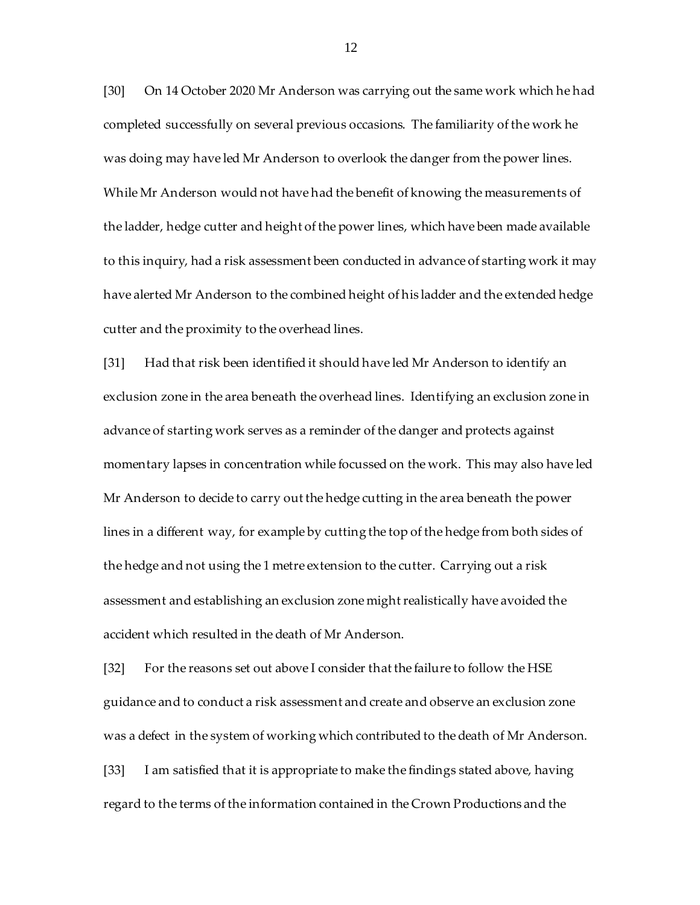[30] On 14 October 2020 Mr Anderson was carrying out the same work which he had completed successfully on several previous occasions. The familiarity of the work he was doing may have led Mr Anderson to overlook the danger from the power lines. While Mr Anderson would not have had the benefit of knowing the measurements of the ladder, hedge cutter and height of the power lines, which have been made available to this inquiry, had a risk assessment been conducted in advance of starting work it may have alerted Mr Anderson to the combined height of his ladder and the extended hedge cutter and the proximity to the overhead lines.

[31] Had that risk been identified it should have led Mr Anderson to identify an exclusion zone in the area beneath the overhead lines. Identifying an exclusion zone in advance of starting work serves as a reminder of the danger and protects against momentary lapses in concentration while focussed on the work. This may also have led Mr Anderson to decide to carry out the hedge cutting in the area beneath the power lines in a different way, for example by cutting the top of the hedge from both sides of the hedge and not using the 1 metre extension to the cutter. Carrying out a risk assessment and establishing an exclusion zone might realistically have avoided the accident which resulted in the death of Mr Anderson.

[32] For the reasons set out above I consider that the failure to follow the HSE guidance and to conduct a risk assessment and create and observe an exclusion zone was a defect in the system of working which contributed to the death of Mr Anderson.

[33] I am satisfied that it is appropriate to make the findings stated above, having regard to the terms of the information contained in the Crown Productions and the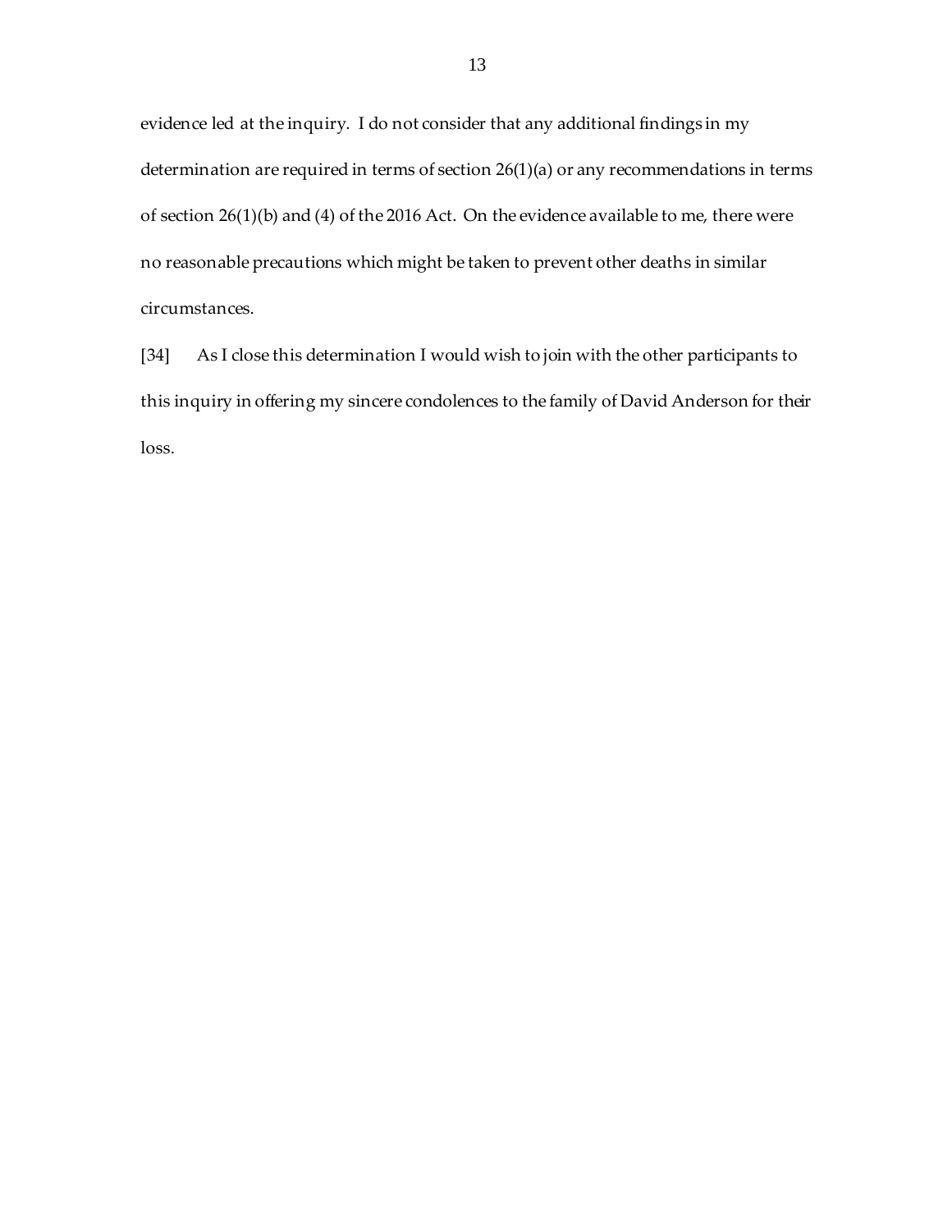evidence led at the inquiry. I do not consider that any additional findings in my determination are required in terms of section 26(1)(a) or any recommendations in terms of section 26(1)(b) and (4) of the 2016 Act. On the evidence available to me, there were no reasonable precautions which might be taken to prevent other deaths in similar circumstances.

[34] As I close this determination I would wish to join with the other participants to this inquiry in offering my sincere condolences to the family of David Anderson for their loss.